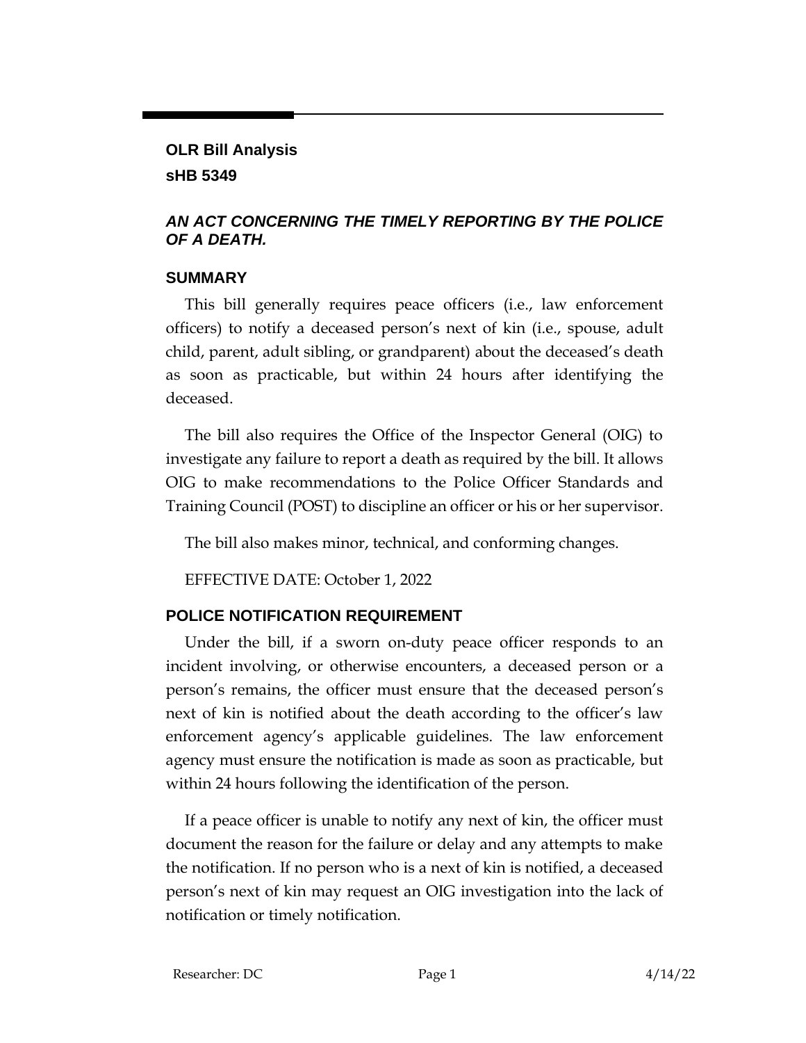**OLR Bill Analysis**

**sHB 5349**

## *AN ACT CONCERNING THE TIMELY REPORTING BY THE POLICE OF A DEATH.*

### SUMMARY

This bill generally requires peace officers (i.e., law enforcement officers) to notify a deceased person's next of kin (i.e., spouse, adult child, parent, adult sibling, or grandparent) about the deceased's death as soon as practicable, but within 24 hours after identifying the deceased.

The bill also requires the Office of the Inspector General (OIG) to investigate any failure to report a death as required by the bill. It allows OIG to make recommendations to the Police Officer Standards and Training Council (POST) to discipline an officer or his or her supervisor.

The bill also makes minor, technical, and conforming changes.

EFFECTIVE DATE: October 1, 2022

### POLICE NOTIFICATION REQUIREMENT

Under the bill, if a sworn on-duty peace officer responds to an incident involving, or otherwise encounters, a deceased person or a person's remains, the officer must ensure that the deceased person's next of kin is notified about the death according to the officer's law enforcement agency's applicable guidelines. The law enforcement agency must ensure the notification is made as soon as practicable, but within 24 hours following the identification of the person.

If a peace officer is unable to notify any next of kin, the officer must document the reason for the failure or delay and any attempts to make the notification. If no person who is a next of kin is notified, a deceased person's next of kin may request an OIG investigation into the lack of notification or timely notification.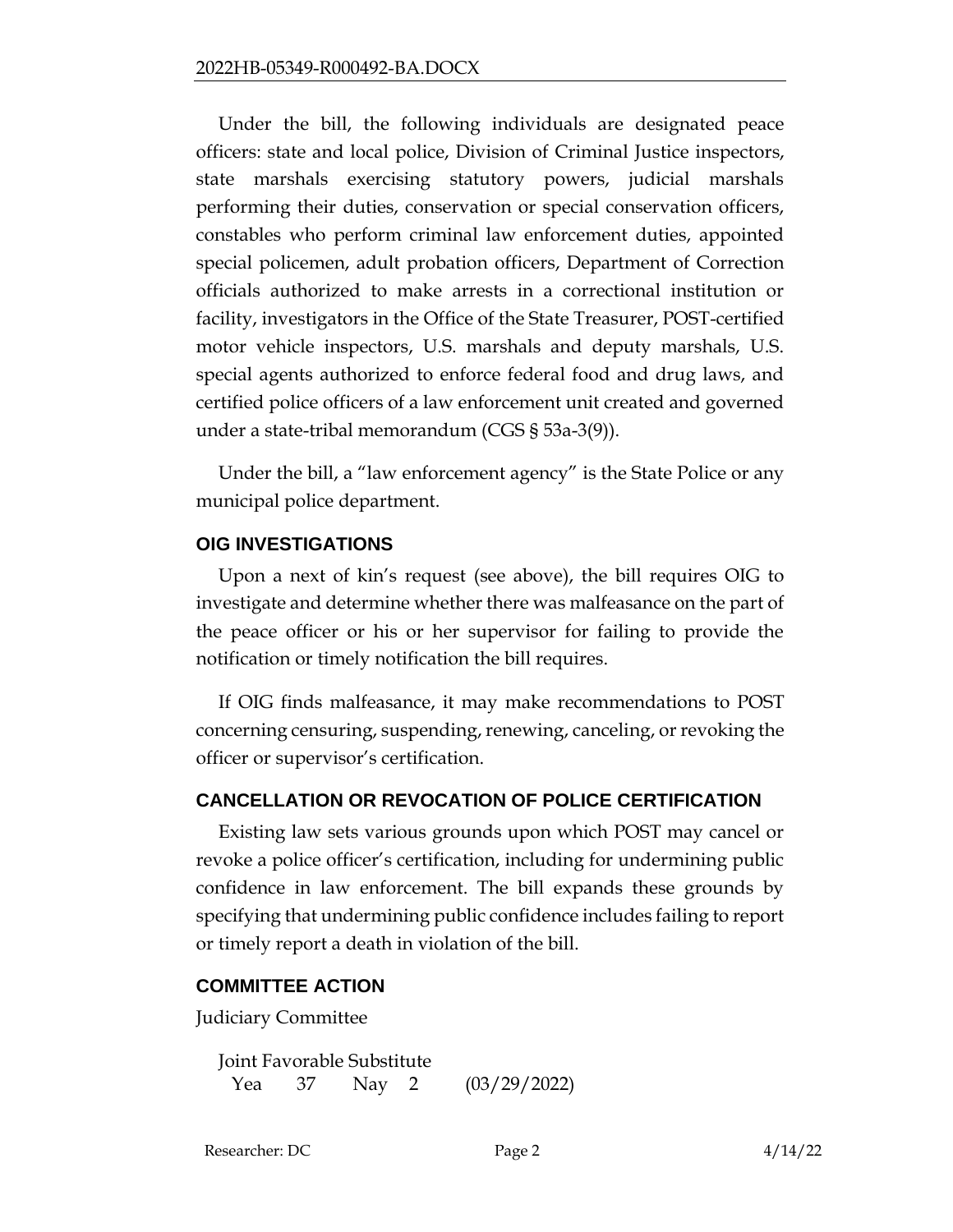Under the bill, the following individuals are designated peace officers: state and local police, Division of Criminal Justice inspectors, state marshals exercising statutory powers, judicial marshals performing their duties, conservation or special conservation officers, constables who perform criminal law enforcement duties, appointed special policemen, adult probation officers, Department of Correction officials authorized to make arrests in a correctional institution or facility, investigators in the Office of the State Treasurer, POST-certified motor vehicle inspectors, U.S. marshals and deputy marshals, U.S. special agents authorized to enforce federal food and drug laws, and certified police officers of a law enforcement unit created and governed under a state-tribal memorandum (CGS § 53a-3(9)).

Under the bill, a "law enforcement agency" is the State Police or any municipal police department.

## OIG INVESTIGATIONS

Upon a next of kin's request (see above), the bill requires OIG to investigate and determine whether there was malfeasance on the part of the peace officer or his or her supervisor for failing to provide the notification or timely notification the bill requires.

If OIG finds malfeasance, it may make recommendations to POST concerning censuring, suspending, renewing, canceling, or revoking the officer or supervisor's certification.

## CANCELLATION OR REVOCATION OF POLICE CERTIFICATION

Existing law sets various grounds upon which POST may cancel or revoke a police officer's certification, including for undermining public confidence in law enforcement. The bill expands these grounds by specifying that undermining public confidence includes failing to report or timely report a death in violation of the bill.

## COMMITTEE ACTION

Judiciary Committee

Joint Favorable Substitute
Yea 37 Nay 2 (03/29/2022)